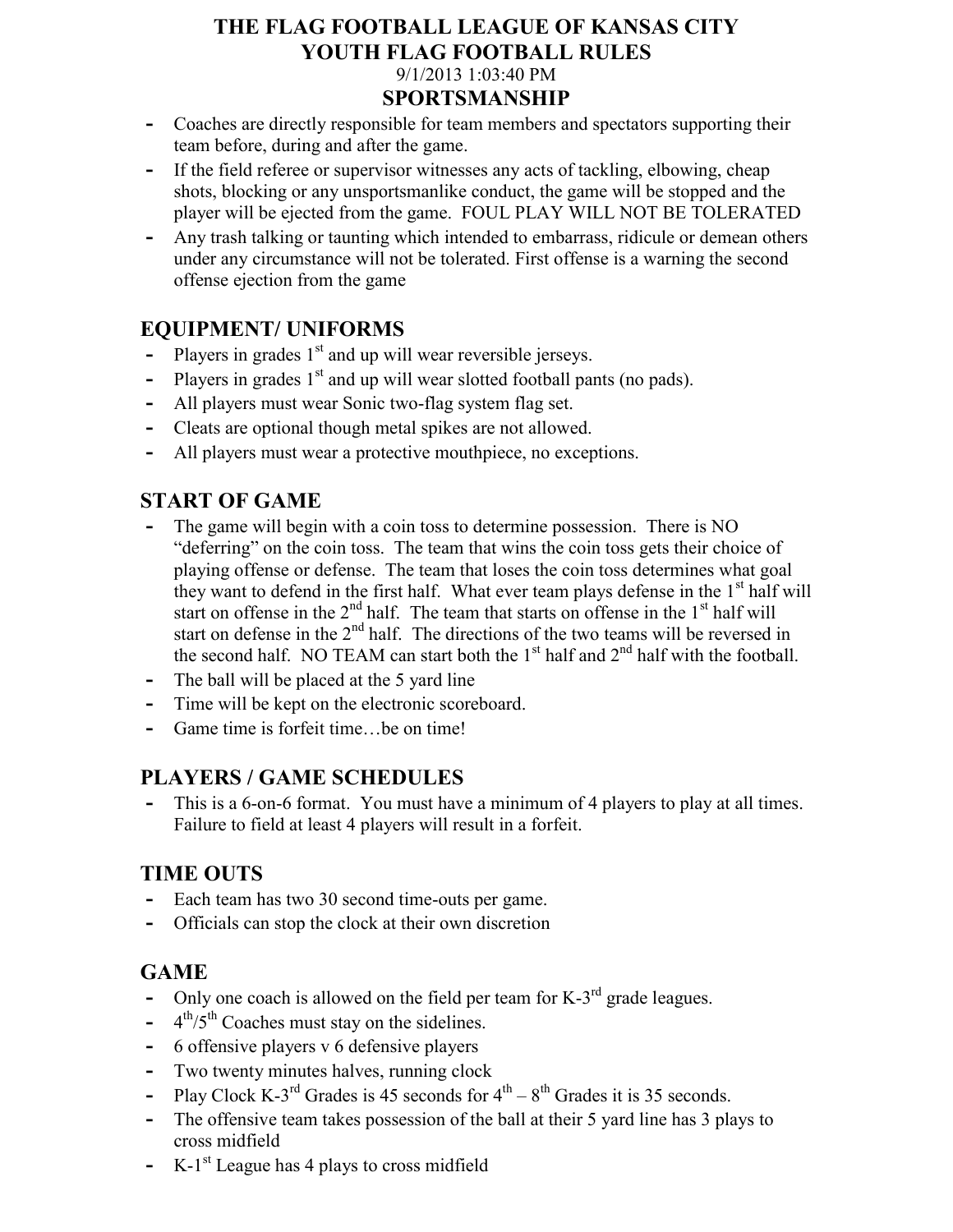# THE FLAG FOOTBALL LEAGUE OF KANSAS CITY
# YOUTH FLAG FOOTBALL RULES

9/1/2013 1:03:40 PM

## SPORTSMANSHIP

- Coaches are directly responsible for team members and spectators supporting their team before, during and after the game.
- If the field referee or supervisor witnesses any acts of tackling, elbowing, cheap shots, blocking or any unsportsmanlike conduct, the game will be stopped and the player will be ejected from the game. FOUL PLAY WILL NOT BE TOLERATED
- Any trash talking or taunting which intended to embarrass, ridicule or demean others under any circumstance will not be tolerated. First offense is a warning the second offense ejection from the game

## EQUIPMENT/ UNIFORMS

- Players in grades 1st and up will wear reversible jerseys.
- Players in grades 1st and up will wear slotted football pants (no pads).
- All players must wear Sonic two-flag system flag set.
- Cleats are optional though metal spikes are not allowed.
- All players must wear a protective mouthpiece, no exceptions.

## START OF GAME

- The game will begin with a coin toss to determine possession. There is NO "deferring" on the coin toss. The team that wins the coin toss gets their choice of playing offense or defense. The team that loses the coin toss determines what goal they want to defend in the first half. What ever team plays defense in the 1st half will start on offense in the 2nd half. The team that starts on offense in the 1st half will start on defense in the 2nd half. The directions of the two teams will be reversed in the second half. NO TEAM can start both the 1st half and 2nd half with the football.
- The ball will be placed at the 5 yard line
- Time will be kept on the electronic scoreboard.
- Game time is forfeit time…be on time!

## PLAYERS / GAME SCHEDULES

- This is a 6-on-6 format. You must have a minimum of 4 players to play at all times. Failure to field at least 4 players will result in a forfeit.

## TIME OUTS

- Each team has two 30 second time-outs per game.
- Officials can stop the clock at their own discretion

## GAME

- Only one coach is allowed on the field per team for K-3rd grade leagues.
- 4th/5th Coaches must stay on the sidelines.
- 6 offensive players v 6 defensive players
- Two twenty minutes halves, running clock
- Play Clock K-3rd Grades is 45 seconds for 4th – 8th Grades it is 35 seconds.
- The offensive team takes possession of the ball at their 5 yard line has 3 plays to cross midfield
- K-1st League has 4 plays to cross midfield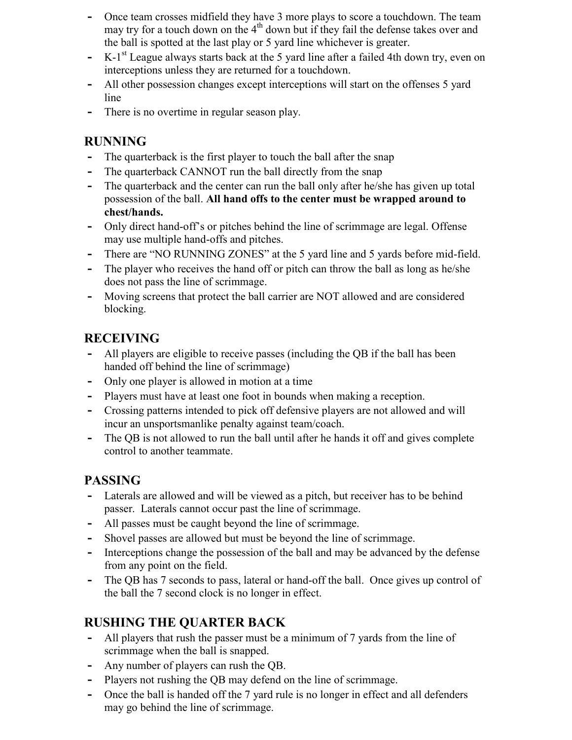- Once team crosses midfield they have 3 more plays to score a touchdown. The team may try for a touch down on the 4th down but if they fail the defense takes over and the ball is spotted at the last play or 5 yard line whichever is greater.
- K-1st League always starts back at the 5 yard line after a failed 4th down try, even on interceptions unless they are returned for a touchdown.
- All other possession changes except interceptions will start on the offenses 5 yard line
- There is no overtime in regular season play.

## RUNNING

- The quarterback is the first player to touch the ball after the snap
- The quarterback CANNOT run the ball directly from the snap
- The quarterback and the center can run the ball only after he/she has given up total possession of the ball. **All hand offs to the center must be wrapped around to chest/hands.**
- Only direct hand-off's or pitches behind the line of scrimmage are legal. Offense may use multiple hand-offs and pitches.
- There are "NO RUNNING ZONES" at the 5 yard line and 5 yards before mid-field.
- The player who receives the hand off or pitch can throw the ball as long as he/she does not pass the line of scrimmage.
- Moving screens that protect the ball carrier are NOT allowed and are considered blocking.

## RECEIVING

- All players are eligible to receive passes (including the QB if the ball has been handed off behind the line of scrimmage)
- Only one player is allowed in motion at a time
- Players must have at least one foot in bounds when making a reception.
- Crossing patterns intended to pick off defensive players are not allowed and will incur an unsportsmanlike penalty against team/coach.
- The QB is not allowed to run the ball until after he hands it off and gives complete control to another teammate.

## PASSING

- Laterals are allowed and will be viewed as a pitch, but receiver has to be behind passer. Laterals cannot occur past the line of scrimmage.
- All passes must be caught beyond the line of scrimmage.
- Shovel passes are allowed but must be beyond the line of scrimmage.
- Interceptions change the possession of the ball and may be advanced by the defense from any point on the field.
- The QB has 7 seconds to pass, lateral or hand-off the ball. Once gives up control of the ball the 7 second clock is no longer in effect.

## RUSHING THE QUARTER BACK

- All players that rush the passer must be a minimum of 7 yards from the line of scrimmage when the ball is snapped.
- Any number of players can rush the QB.
- Players not rushing the QB may defend on the line of scrimmage.
- Once the ball is handed off the 7 yard rule is no longer in effect and all defenders may go behind the line of scrimmage.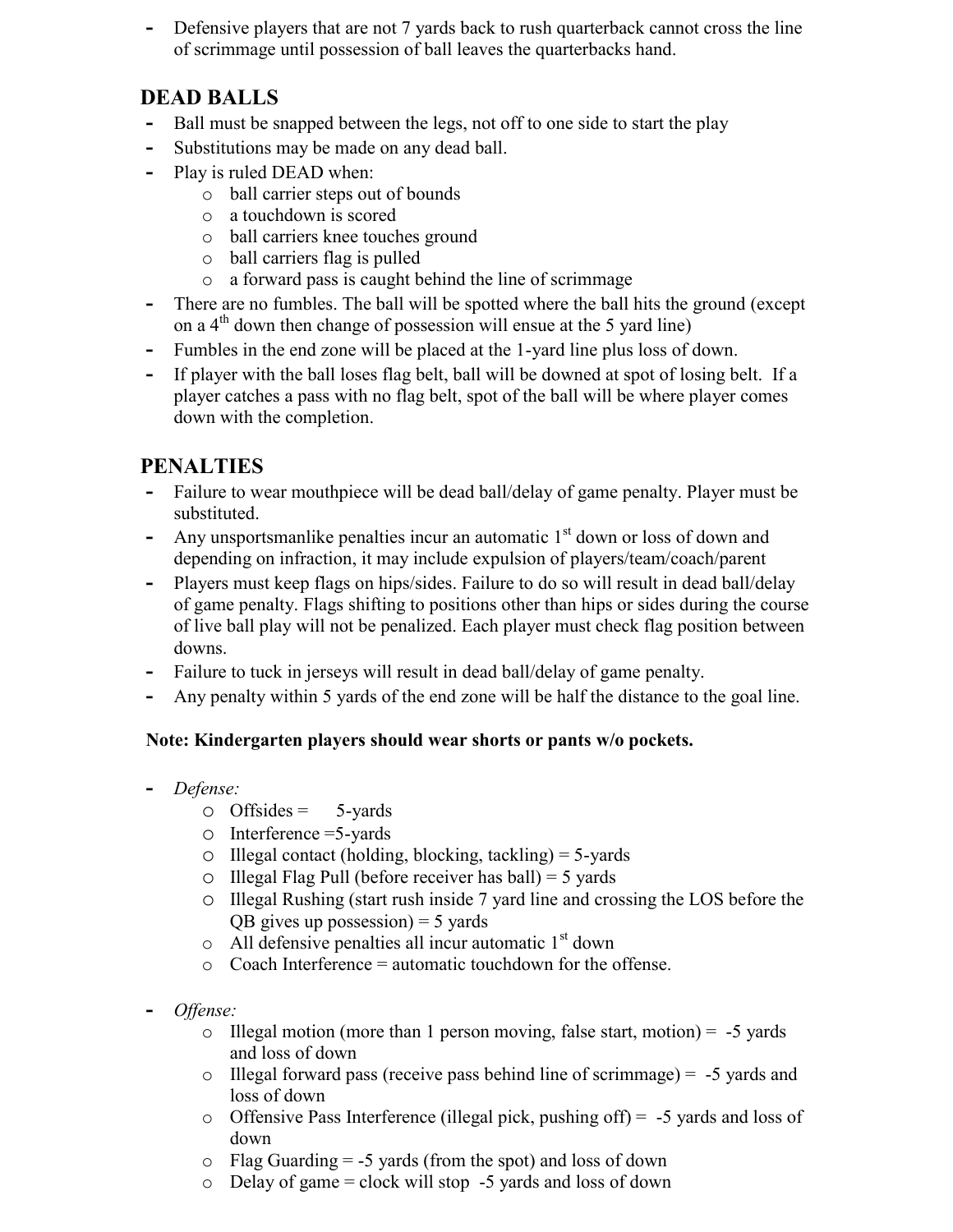- Defensive players that are not 7 yards back to rush quarterback cannot cross the line of scrimmage until possession of ball leaves the quarterbacks hand.

## DEAD BALLS

- Ball must be snapped between the legs, not off to one side to start the play
- Substitutions may be made on any dead ball.
- Play is ruled DEAD when:
  - ball carrier steps out of bounds
  - a touchdown is scored
  - ball carriers knee touches ground
  - ball carriers flag is pulled
  - a forward pass is caught behind the line of scrimmage
- There are no fumbles. The ball will be spotted where the ball hits the ground (except on a 4th down then change of possession will ensue at the 5 yard line)
- Fumbles in the end zone will be placed at the 1-yard line plus loss of down.
- If player with the ball loses flag belt, ball will be downed at spot of losing belt. If a player catches a pass with no flag belt, spot of the ball will be where player comes down with the completion.

## PENALTIES

- Failure to wear mouthpiece will be dead ball/delay of game penalty. Player must be substituted.
- Any unsportsmanlike penalties incur an automatic 1st down or loss of down and depending on infraction, it may include expulsion of players/team/coach/parent
- Players must keep flags on hips/sides. Failure to do so will result in dead ball/delay of game penalty. Flags shifting to positions other than hips or sides during the course of live ball play will not be penalized. Each player must check flag position between downs.
- Failure to tuck in jerseys will result in dead ball/delay of game penalty.
- Any penalty within 5 yards of the end zone will be half the distance to the goal line.

**Note: Kindergarten players should wear shorts or pants w/o pockets.**

- *Defense:*
  - Offsides = 5-yards
  - Interference =5-yards
  - Illegal contact (holding, blocking, tackling) = 5-yards
  - Illegal Flag Pull (before receiver has ball) = 5 yards
  - Illegal Rushing (start rush inside 7 yard line and crossing the LOS before the QB gives up possession) = 5 yards
  - All defensive penalties all incur automatic 1st down
  - Coach Interference = automatic touchdown for the offense.

- *Offense:*
  - Illegal motion (more than 1 person moving, false start, motion) = -5 yards and loss of down
  - Illegal forward pass (receive pass behind line of scrimmage) = -5 yards and loss of down
  - Offensive Pass Interference (illegal pick, pushing off) = -5 yards and loss of down
  - Flag Guarding = -5 yards (from the spot) and loss of down
  - Delay of game = clock will stop -5 yards and loss of down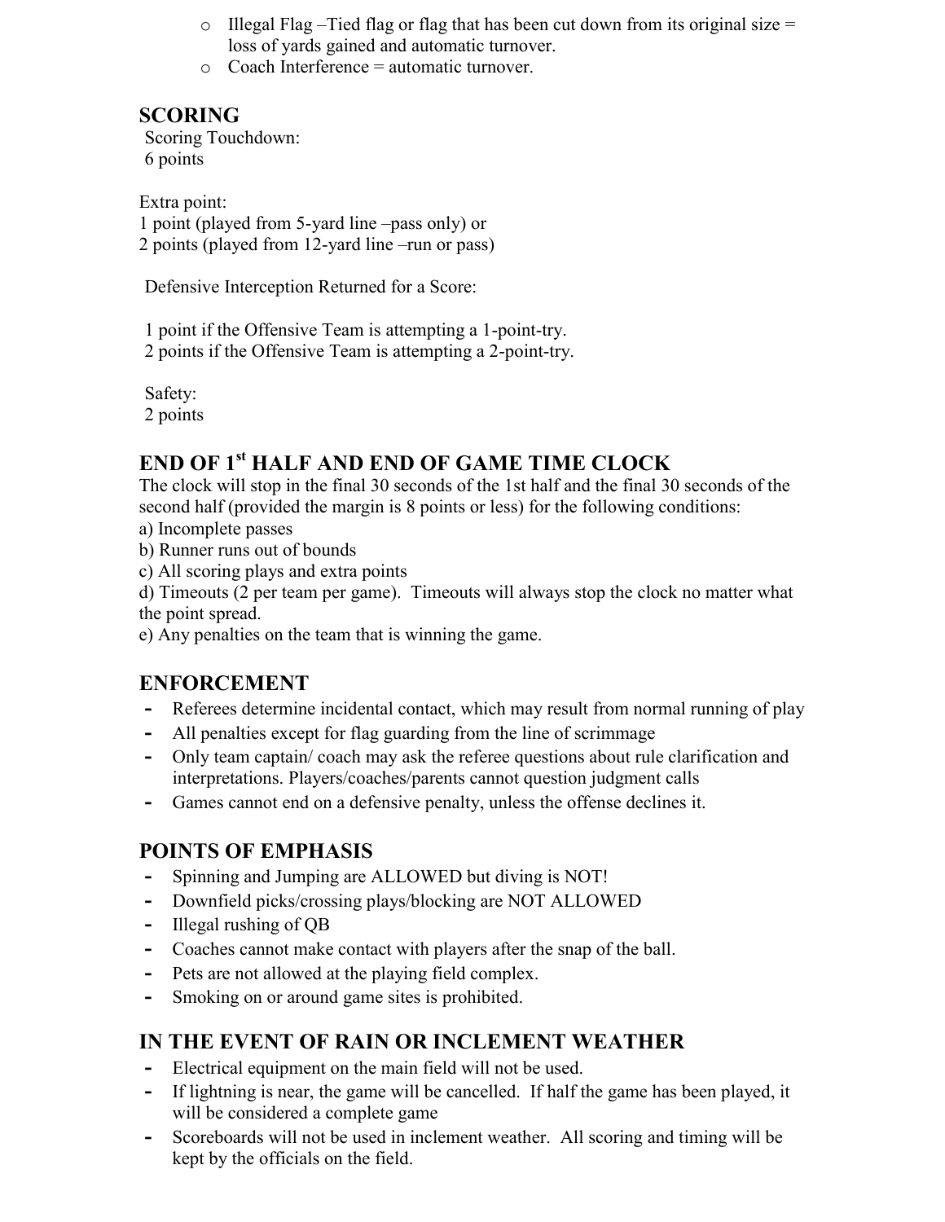- Illegal Flag –Tied flag or flag that has been cut down from its original size = loss of yards gained and automatic turnover.
- Coach Interference = automatic turnover.

## SCORING

Scoring Touchdown:
6 points

Extra point:
1 point (played from 5-yard line –pass only) or
2 points (played from 12-yard line –run or pass)

Defensive Interception Returned for a Score:

1 point if the Offensive Team is attempting a 1-point-try.
2 points if the Offensive Team is attempting a 2-point-try.

Safety:
2 points

## END OF 1st HALF AND END OF GAME TIME CLOCK

The clock will stop in the final 30 seconds of the 1st half and the final 30 seconds of the second half (provided the margin is 8 points or less) for the following conditions:

a) Incomplete passes
b) Runner runs out of bounds
c) All scoring plays and extra points
d) Timeouts (2 per team per game). Timeouts will always stop the clock no matter what the point spread.
e) Any penalties on the team that is winning the game.

## ENFORCEMENT

- Referees determine incidental contact, which may result from normal running of play
- All penalties except for flag guarding from the line of scrimmage
- Only team captain/ coach may ask the referee questions about rule clarification and interpretations. Players/coaches/parents cannot question judgment calls
- Games cannot end on a defensive penalty, unless the offense declines it.

## POINTS OF EMPHASIS

- Spinning and Jumping are ALLOWED but diving is NOT!
- Downfield picks/crossing plays/blocking are NOT ALLOWED
- Illegal rushing of QB
- Coaches cannot make contact with players after the snap of the ball.
- Pets are not allowed at the playing field complex.
- Smoking on or around game sites is prohibited.

## IN THE EVENT OF RAIN OR INCLEMENT WEATHER

- Electrical equipment on the main field will not be used.
- If lightning is near, the game will be cancelled. If half the game has been played, it will be considered a complete game
- Scoreboards will not be used in inclement weather. All scoring and timing will be kept by the officials on the field.